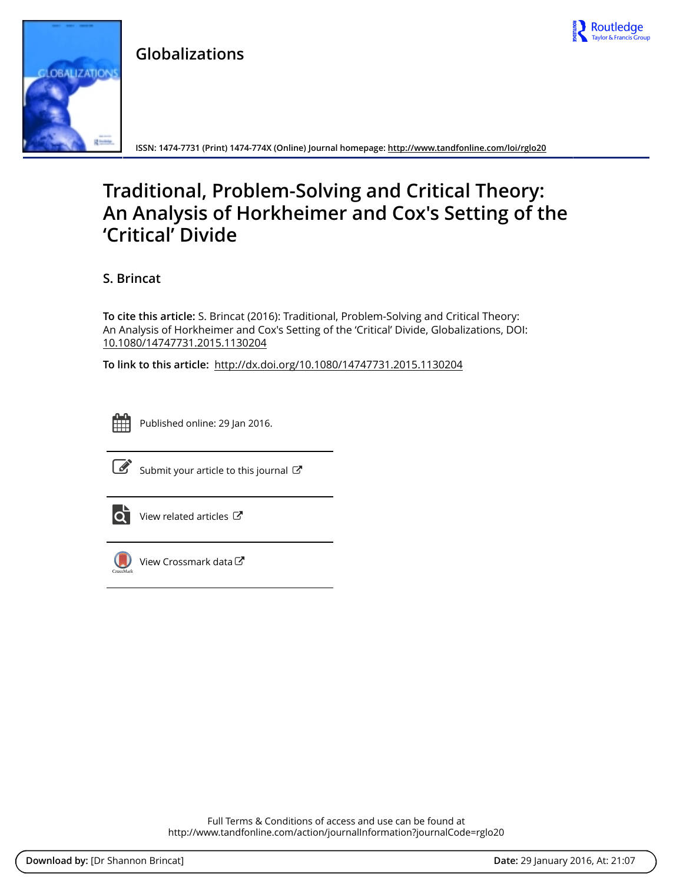Globalizations

ISSN: 1474-7731 (Print) 1474-774X (Online) Journal homepage: http://www.tandfonline.com/loi/rglo20

# Traditional, Problem-Solving and Critical Theory: An Analysis of Horkheimer and Cox's Setting of the 'Critical' Divide

**S. Brincat**

**To cite this article:** S. Brincat (2016): Traditional, Problem-Solving and Critical Theory: An Analysis of Horkheimer and Cox's Setting of the 'Critical' Divide, Globalizations, DOI: 10.1080/14747731.2015.1130204

**To link to this article:** http://dx.doi.org/10.1080/14747731.2015.1130204

Published online: 29 Jan 2016.

Submit your article to this journal

View related articles

View Crossmark data

Full Terms & Conditions of access and use can be found at
http://www.tandfonline.com/action/journalInformation?journalCode=rglo20

**Download by:** [Dr Shannon Brincat] **Date:** 29 January 2016, At: 21:07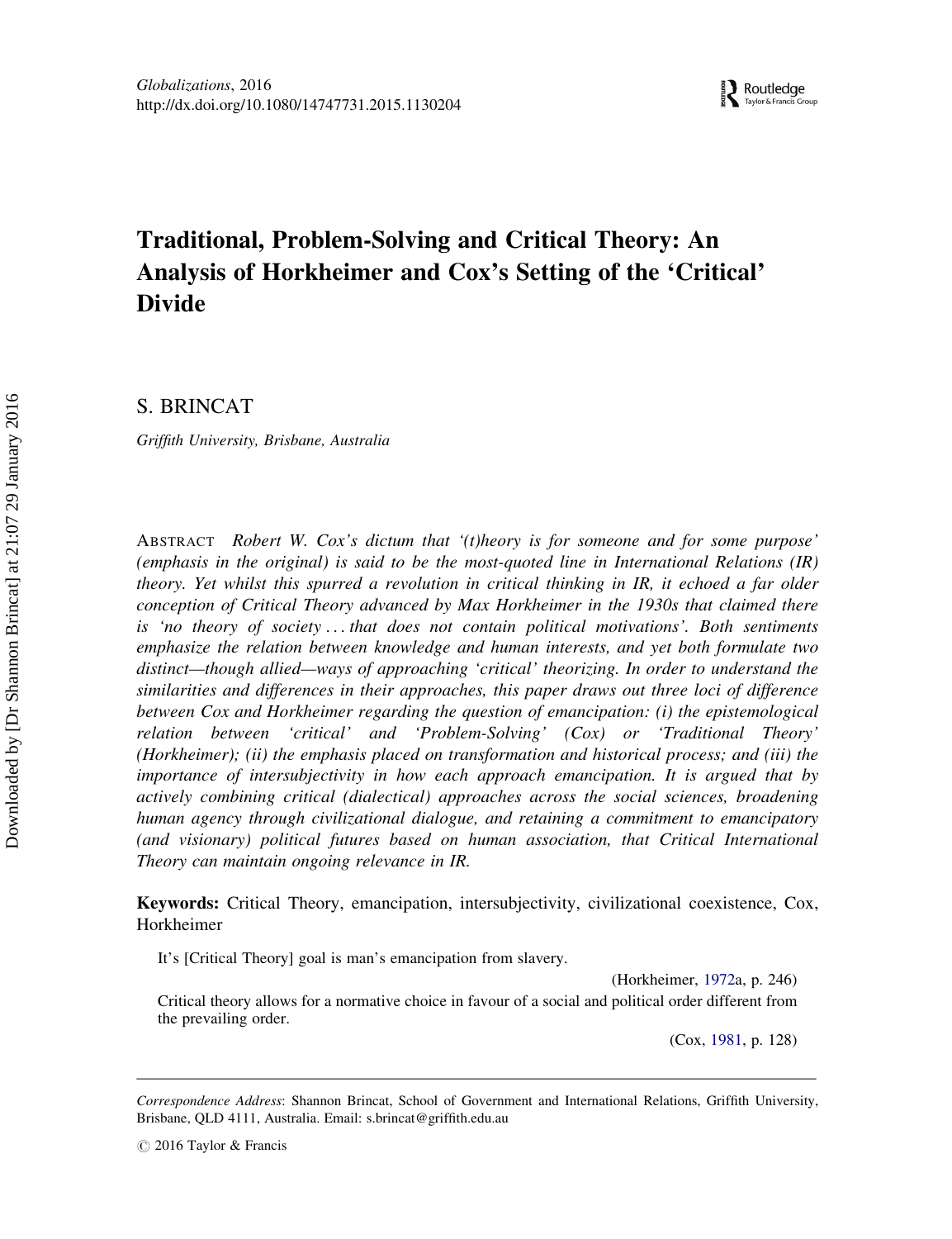# Traditional, Problem-Solving and Critical Theory: An Analysis of Horkheimer and Cox's Setting of the 'Critical' Divide

S. BRINCAT

*Griffith University, Brisbane, Australia*

ABSTRACT *Robert W. Cox's dictum that '(t)heory is for someone and for some purpose' (emphasis in the original) is said to be the most-quoted line in International Relations (IR) theory. Yet whilst this spurred a revolution in critical thinking in IR, it echoed a far older conception of Critical Theory advanced by Max Horkheimer in the 1930s that claimed there is 'no theory of society ... that does not contain political motivations'. Both sentiments emphasize the relation between knowledge and human interests, and yet both formulate two distinct—though allied—ways of approaching 'critical' theorizing. In order to understand the similarities and differences in their approaches, this paper draws out three loci of difference between Cox and Horkheimer regarding the question of emancipation: (i) the epistemological relation between 'critical' and 'Problem-Solving' (Cox) or 'Traditional Theory' (Horkheimer); (ii) the emphasis placed on transformation and historical process; and (iii) the importance of intersubjectivity in how each approach emancipation. It is argued that by actively combining critical (dialectical) approaches across the social sciences, broadening human agency through civilizational dialogue, and retaining a commitment to emancipatory (and visionary) political futures based on human association, that Critical International Theory can maintain ongoing relevance in IR.*

**Keywords:** Critical Theory, emancipation, intersubjectivity, civilizational coexistence, Cox, Horkheimer

> It's [Critical Theory] goal is man's emancipation from slavery.
>
> (Horkheimer, 1972a, p. 246)
>
> Critical theory allows for a normative choice in favour of a social and political order different from the prevailing order.
>
> (Cox, 1981, p. 128)

---

*Correspondence Address*: Shannon Brincat, School of Government and International Relations, Griffith University, Brisbane, QLD 4111, Australia. Email: s.brincat@griffith.edu.au

© 2016 Taylor & Francis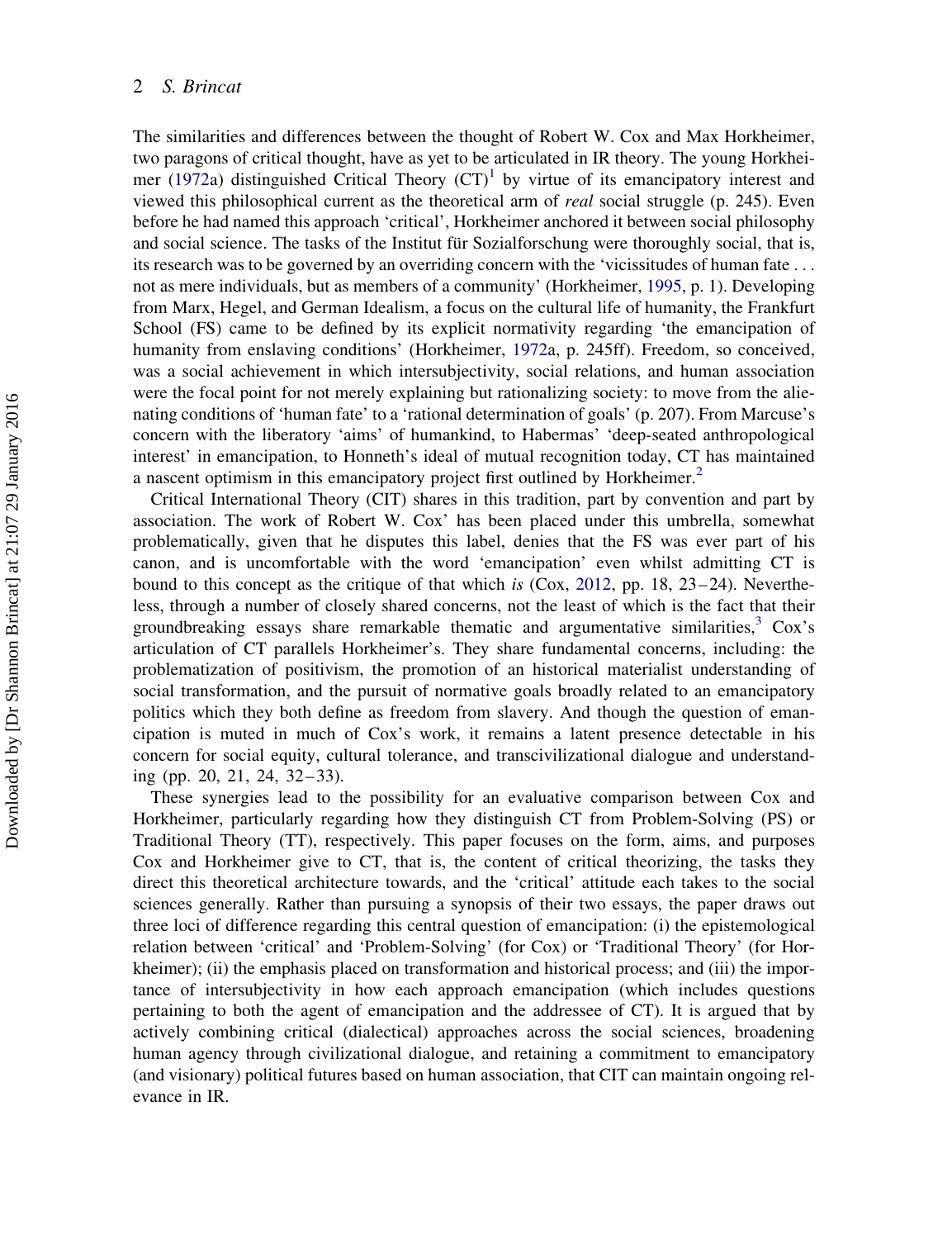The similarities and differences between the thought of Robert W. Cox and Max Horkheimer, two paragons of critical thought, have as yet to be articulated in IR theory. The young Horkheimer (1972a) distinguished Critical Theory (CT)[1] by virtue of its emancipatory interest and viewed this philosophical current as the theoretical arm of *real* social struggle (p. 245). Even before he had named this approach 'critical', Horkheimer anchored it between social philosophy and social science. The tasks of the Institut für Sozialforschung were thoroughly social, that is, its research was to be governed by an overriding concern with the 'vicissitudes of human fate . . . not as mere individuals, but as members of a community' (Horkheimer, 1995, p. 1). Developing from Marx, Hegel, and German Idealism, a focus on the cultural life of humanity, the Frankfurt School (FS) came to be defined by its explicit normativity regarding 'the emancipation of humanity from enslaving conditions' (Horkheimer, 1972a, p. 245ff). Freedom, so conceived, was a social achievement in which intersubjectivity, social relations, and human association were the focal point for not merely explaining but rationalizing society: to move from the alienating conditions of 'human fate' to a 'rational determination of goals' (p. 207). From Marcuse's concern with the liberatory 'aims' of humankind, to Habermas' 'deep-seated anthropological interest' in emancipation, to Honneth's ideal of mutual recognition today, CT has maintained a nascent optimism in this emancipatory project first outlined by Horkheimer.[2]

Critical International Theory (CIT) shares in this tradition, part by convention and part by association. The work of Robert W. Cox' has been placed under this umbrella, somewhat problematically, given that he disputes this label, denies that the FS was ever part of his canon, and is uncomfortable with the word 'emancipation' even whilst admitting CT is bound to this concept as the critique of that which *is* (Cox, 2012, pp. 18, 23–24). Nevertheless, through a number of closely shared concerns, not the least of which is the fact that their groundbreaking essays share remarkable thematic and argumentative similarities,[3] Cox's articulation of CT parallels Horkheimer's. They share fundamental concerns, including: the problematization of positivism, the promotion of an historical materialist understanding of social transformation, and the pursuit of normative goals broadly related to an emancipatory politics which they both define as freedom from slavery. And though the question of emancipation is muted in much of Cox's work, it remains a latent presence detectable in his concern for social equity, cultural tolerance, and transcivilizational dialogue and understanding (pp. 20, 21, 24, 32–33).

These synergies lead to the possibility for an evaluative comparison between Cox and Horkheimer, particularly regarding how they distinguish CT from Problem-Solving (PS) or Traditional Theory (TT), respectively. This paper focuses on the form, aims, and purposes Cox and Horkheimer give to CT, that is, the content of critical theorizing, the tasks they direct this theoretical architecture towards, and the 'critical' attitude each takes to the social sciences generally. Rather than pursuing a synopsis of their two essays, the paper draws out three loci of difference regarding this central question of emancipation: (i) the epistemological relation between 'critical' and 'Problem-Solving' (for Cox) or 'Traditional Theory' (for Horkheimer); (ii) the emphasis placed on transformation and historical process; and (iii) the importance of intersubjectivity in how each approach emancipation (which includes questions pertaining to both the agent of emancipation and the addressee of CT). It is argued that by actively combining critical (dialectical) approaches across the social sciences, broadening human agency through civilizational dialogue, and retaining a commitment to emancipatory (and visionary) political futures based on human association, that CIT can maintain ongoing relevance in IR.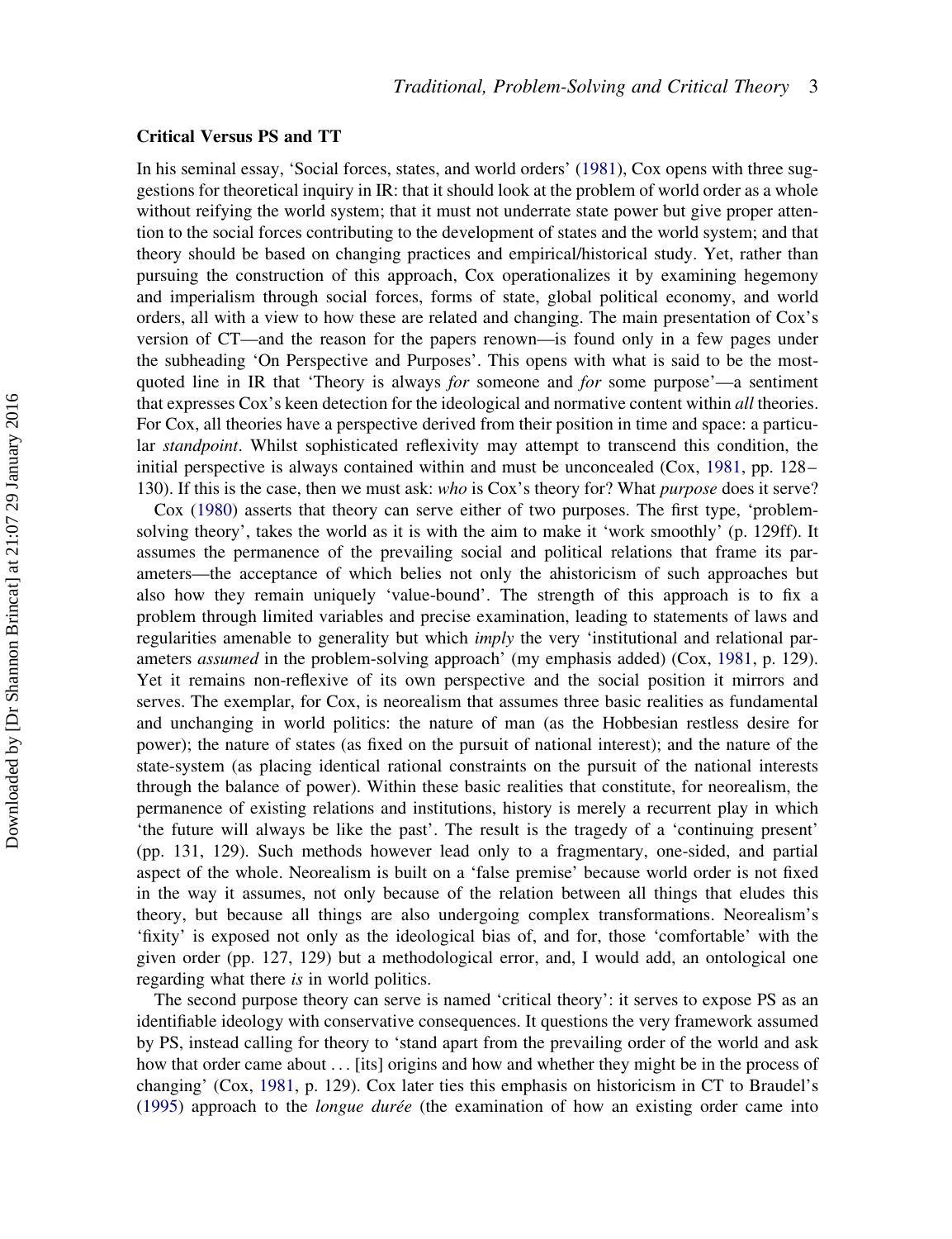### Critical Versus PS and TT

In his seminal essay, 'Social forces, states, and world orders' (1981), Cox opens with three suggestions for theoretical inquiry in IR: that it should look at the problem of world order as a whole without reifying the world system; that it must not underrate state power but give proper attention to the social forces contributing to the development of states and the world system; and that theory should be based on changing practices and empirical/historical study. Yet, rather than pursuing the construction of this approach, Cox operationalizes it by examining hegemony and imperialism through social forces, forms of state, global political economy, and world orders, all with a view to how these are related and changing. The main presentation of Cox's version of CT—and the reason for the papers renown—is found only in a few pages under the subheading 'On Perspective and Purposes'. This opens with what is said to be the most-quoted line in IR that 'Theory is always *for* someone and *for* some purpose'—a sentiment that expresses Cox's keen detection for the ideological and normative content within *all* theories. For Cox, all theories have a perspective derived from their position in time and space: a particular *standpoint*. Whilst sophisticated reflexivity may attempt to transcend this condition, the initial perspective is always contained within and must be unconcealed (Cox, 1981, pp. 128–130). If this is the case, then we must ask: *who* is Cox's theory for? What *purpose* does it serve?

Cox (1980) asserts that theory can serve either of two purposes. The first type, 'problem-solving theory', takes the world as it is with the aim to make it 'work smoothly' (p. 129ff). It assumes the permanence of the prevailing social and political relations that frame its parameters—the acceptance of which belies not only the ahistoricism of such approaches but also how they remain uniquely 'value-bound'. The strength of this approach is to fix a problem through limited variables and precise examination, leading to statements of laws and regularities amenable to generality but which *imply* the very 'institutional and relational parameters *assumed* in the problem-solving approach' (my emphasis added) (Cox, 1981, p. 129). Yet it remains non-reflexive of its own perspective and the social position it mirrors and serves. The exemplar, for Cox, is neorealism that assumes three basic realities as fundamental and unchanging in world politics: the nature of man (as the Hobbesian restless desire for power); the nature of states (as fixed on the pursuit of national interest); and the nature of the state-system (as placing identical rational constraints on the pursuit of the national interests through the balance of power). Within these basic realities that constitute, for neorealism, the permanence of existing relations and institutions, history is merely a recurrent play in which 'the future will always be like the past'. The result is the tragedy of a 'continuing present' (pp. 131, 129). Such methods however lead only to a fragmentary, one-sided, and partial aspect of the whole. Neorealism is built on a 'false premise' because world order is not fixed in the way it assumes, not only because of the relation between all things that eludes this theory, but because all things are also undergoing complex transformations. Neorealism's 'fixity' is exposed not only as the ideological bias of, and for, those 'comfortable' with the given order (pp. 127, 129) but a methodological error, and, I would add, an ontological one regarding what there *is* in world politics.

The second purpose theory can serve is named 'critical theory': it serves to expose PS as an identifiable ideology with conservative consequences. It questions the very framework assumed by PS, instead calling for theory to 'stand apart from the prevailing order of the world and ask how that order came about ... [its] origins and how and whether they might be in the process of changing' (Cox, 1981, p. 129). Cox later ties this emphasis on historicism in CT to Braudel's (1995) approach to the *longue durée* (the examination of how an existing order came into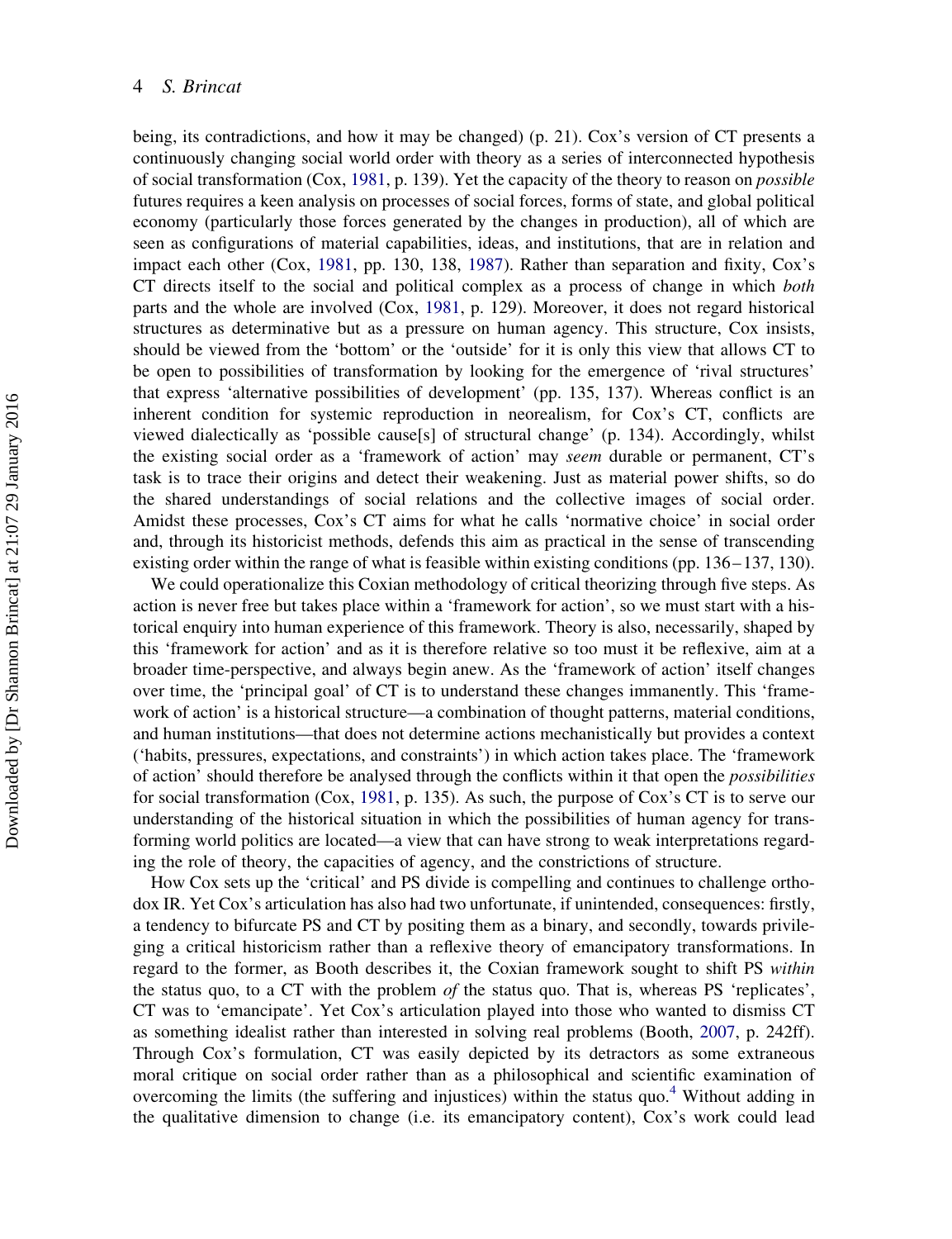being, its contradictions, and how it may be changed) (p. 21). Cox's version of CT presents a continuously changing social world order with theory as a series of interconnected hypothesis of social transformation (Cox, 1981, p. 139). Yet the capacity of the theory to reason on *possible* futures requires a keen analysis on processes of social forces, forms of state, and global political economy (particularly those forces generated by the changes in production), all of which are seen as configurations of material capabilities, ideas, and institutions, that are in relation and impact each other (Cox, 1981, pp. 130, 138, 1987). Rather than separation and fixity, Cox's CT directs itself to the social and political complex as a process of change in which *both* parts and the whole are involved (Cox, 1981, p. 129). Moreover, it does not regard historical structures as determinative but as a pressure on human agency. This structure, Cox insists, should be viewed from the 'bottom' or the 'outside' for it is only this view that allows CT to be open to possibilities of transformation by looking for the emergence of 'rival structures' that express 'alternative possibilities of development' (pp. 135, 137). Whereas conflict is an inherent condition for systemic reproduction in neorealism, for Cox's CT, conflicts are viewed dialectically as 'possible cause[s] of structural change' (p. 134). Accordingly, whilst the existing social order as a 'framework of action' may *seem* durable or permanent, CT's task is to trace their origins and detect their weakening. Just as material power shifts, so do the shared understandings of social relations and the collective images of social order. Amidst these processes, Cox's CT aims for what he calls 'normative choice' in social order and, through its historicist methods, defends this aim as practical in the sense of transcending existing order within the range of what is feasible within existing conditions (pp. 136–137, 130).

We could operationalize this Coxian methodology of critical theorizing through five steps. As action is never free but takes place within a 'framework for action', so we must start with a historical enquiry into human experience of this framework. Theory is also, necessarily, shaped by this 'framework for action' and as it is therefore relative so too must it be reflexive, aim at a broader time-perspective, and always begin anew. As the 'framework of action' itself changes over time, the 'principal goal' of CT is to understand these changes immanently. This 'framework of action' is a historical structure—a combination of thought patterns, material conditions, and human institutions—that does not determine actions mechanistically but provides a context ('habits, pressures, expectations, and constraints') in which action takes place. The 'framework of action' should therefore be analysed through the conflicts within it that open the *possibilities* for social transformation (Cox, 1981, p. 135). As such, the purpose of Cox's CT is to serve our understanding of the historical situation in which the possibilities of human agency for transforming world politics are located—a view that can have strong to weak interpretations regarding the role of theory, the capacities of agency, and the constrictions of structure.

How Cox sets up the 'critical' and PS divide is compelling and continues to challenge orthodox IR. Yet Cox's articulation has also had two unfortunate, if unintended, consequences: firstly, a tendency to bifurcate PS and CT by positing them as a binary, and secondly, towards privileging a critical historicism rather than a reflexive theory of emancipatory transformations. In regard to the former, as Booth describes it, the Coxian framework sought to shift PS *within* the status quo, to a CT with the problem *of* the status quo. That is, whereas PS 'replicates', CT was to 'emancipate'. Yet Cox's articulation played into those who wanted to dismiss CT as something idealist rather than interested in solving real problems (Booth, 2007, p. 242ff). Through Cox's formulation, CT was easily depicted by its detractors as some extraneous moral critique on social order rather than as a philosophical and scientific examination of overcoming the limits (the suffering and injustices) within the status quo.[4] Without adding in the qualitative dimension to change (i.e. its emancipatory content), Cox's work could lead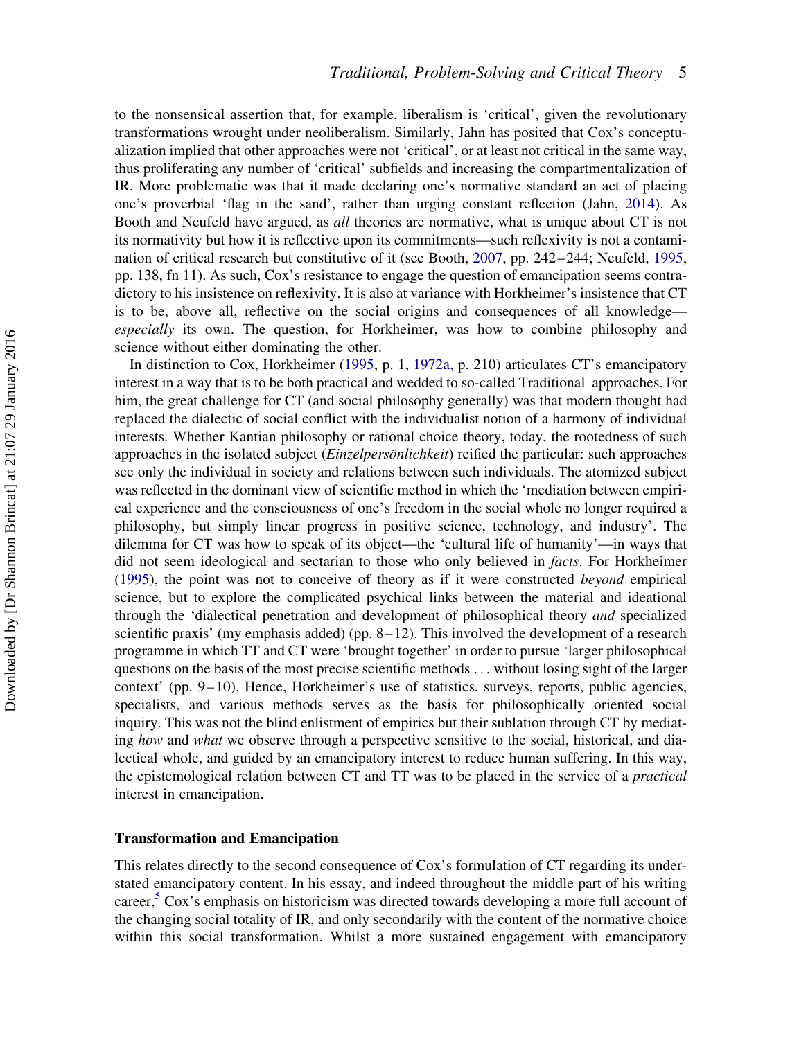to the nonsensical assertion that, for example, liberalism is 'critical', given the revolutionary transformations wrought under neoliberalism. Similarly, Jahn has posited that Cox's conceptualization implied that other approaches were not 'critical', or at least not critical in the same way, thus proliferating any number of 'critical' subfields and increasing the compartmentalization of IR. More problematic was that it made declaring one's normative standard an act of placing one's proverbial 'flag in the sand', rather than urging constant reflection (Jahn, 2014). As Booth and Neufeld have argued, as *all* theories are normative, what is unique about CT is not its normativity but how it is reflective upon its commitments—such reflexivity is not a contamination of critical research but constitutive of it (see Booth, 2007, pp. 242–244; Neufeld, 1995, pp. 138, fn 11). As such, Cox's resistance to engage the question of emancipation seems contradictory to his insistence on reflexivity. It is also at variance with Horkheimer's insistence that CT is to be, above all, reflective on the social origins and consequences of all knowledge—*especially* its own. The question, for Horkheimer, was how to combine philosophy and science without either dominating the other.

In distinction to Cox, Horkheimer (1995, p. 1, 1972a, p. 210) articulates CT's emancipatory interest in a way that is to be both practical and wedded to so-called Traditional approaches. For him, the great challenge for CT (and social philosophy generally) was that modern thought had replaced the dialectic of social conflict with the individualist notion of a harmony of individual interests. Whether Kantian philosophy or rational choice theory, today, the rootedness of such approaches in the isolated subject (*Einzelpersönlichkeit*) reified the particular: such approaches see only the individual in society and relations between such individuals. The atomized subject was reflected in the dominant view of scientific method in which the 'mediation between empirical experience and the consciousness of one's freedom in the social whole no longer required a philosophy, but simply linear progress in positive science, technology, and industry'. The dilemma for CT was how to speak of its object—the 'cultural life of humanity'—in ways that did not seem ideological and sectarian to those who only believed in *facts*. For Horkheimer (1995), the point was not to conceive of theory as if it were constructed *beyond* empirical science, but to explore the complicated psychical links between the material and ideational through the 'dialectical penetration and development of philosophical theory *and* specialized scientific praxis' (my emphasis added) (pp. 8–12). This involved the development of a research programme in which TT and CT were 'brought together' in order to pursue 'larger philosophical questions on the basis of the most precise scientific methods ... without losing sight of the larger context' (pp. 9–10). Hence, Horkheimer's use of statistics, surveys, reports, public agencies, specialists, and various methods serves as the basis for philosophically oriented social inquiry. This was not the blind enlistment of empirics but their sublation through CT by mediating *how* and *what* we observe through a perspective sensitive to the social, historical, and dialectical whole, and guided by an emancipatory interest to reduce human suffering. In this way, the epistemological relation between CT and TT was to be placed in the service of a *practical* interest in emancipation.

## Transformation and Emancipation

This relates directly to the second consequence of Cox's formulation of CT regarding its understated emancipatory content. In his essay, and indeed throughout the middle part of his writing career,[5] Cox's emphasis on historicism was directed towards developing a more full account of the changing social totality of IR, and only secondarily with the content of the normative choice within this social transformation. Whilst a more sustained engagement with emancipatory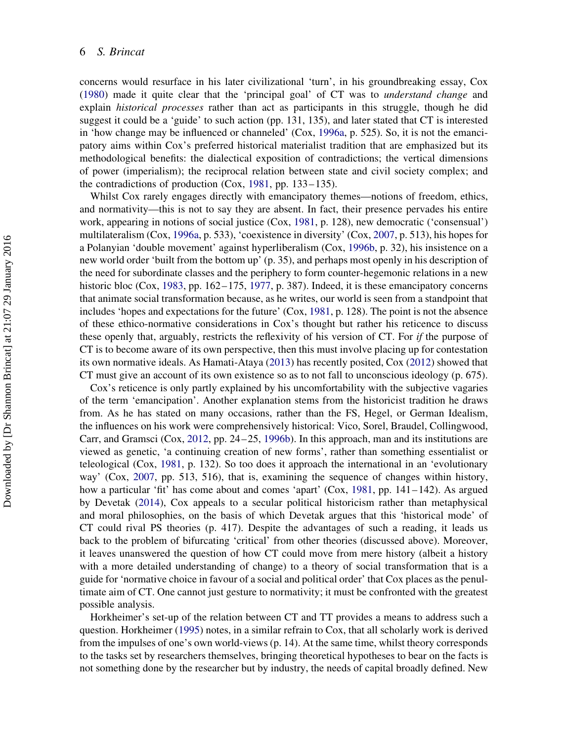concerns would resurface in his later civilizational 'turn', in his groundbreaking essay, Cox (1980) made it quite clear that the 'principal goal' of CT was to *understand change* and explain *historical processes* rather than act as participants in this struggle, though he did suggest it could be a 'guide' to such action (pp. 131, 135), and later stated that CT is interested in 'how change may be influenced or channeled' (Cox, 1996a, p. 525). So, it is not the emancipatory aims within Cox's preferred historical materialist tradition that are emphasized but its methodological benefits: the dialectical exposition of contradictions; the vertical dimensions of power (imperialism); the reciprocal relation between state and civil society complex; and the contradictions of production (Cox, 1981, pp. 133–135).

Whilst Cox rarely engages directly with emancipatory themes—notions of freedom, ethics, and normativity—this is not to say they are absent. In fact, their presence pervades his entire work, appearing in notions of social justice (Cox, 1981, p. 128), new democratic ('consensual') multilateralism (Cox, 1996a, p. 533), 'coexistence in diversity' (Cox, 2007, p. 513), his hopes for a Polanyian 'double movement' against hyperliberalism (Cox, 1996b, p. 32), his insistence on a new world order 'built from the bottom up' (p. 35), and perhaps most openly in his description of the need for subordinate classes and the periphery to form counter-hegemonic relations in a new historic bloc (Cox, 1983, pp. 162–175, 1977, p. 387). Indeed, it is these emancipatory concerns that animate social transformation because, as he writes, our world is seen from a standpoint that includes 'hopes and expectations for the future' (Cox, 1981, p. 128). The point is not the absence of these ethico-normative considerations in Cox's thought but rather his reticence to discuss these openly that, arguably, restricts the reflexivity of his version of CT. For *if* the purpose of CT is to become aware of its own perspective, then this must involve placing up for contestation its own normative ideals. As Hamati-Ataya (2013) has recently posited, Cox (2012) showed that CT must give an account of its own existence so as to not fall to unconscious ideology (p. 675).

Cox's reticence is only partly explained by his uncomfortability with the subjective vagaries of the term 'emancipation'. Another explanation stems from the historicist tradition he draws from. As he has stated on many occasions, rather than the FS, Hegel, or German Idealism, the influences on his work were comprehensively historical: Vico, Sorel, Braudel, Collingwood, Carr, and Gramsci (Cox, 2012, pp. 24–25, 1996b). In this approach, man and its institutions are viewed as genetic, 'a continuing creation of new forms', rather than something essentialist or teleological (Cox, 1981, p. 132). So too does it approach the international in an 'evolutionary way' (Cox, 2007, pp. 513, 516), that is, examining the sequence of changes within history, how a particular 'fit' has come about and comes 'apart' (Cox, 1981, pp. 141–142). As argued by Devetak (2014), Cox appeals to a secular political historicism rather than metaphysical and moral philosophies, on the basis of which Devetak argues that this 'historical mode' of CT could rival PS theories (p. 417). Despite the advantages of such a reading, it leads us back to the problem of bifurcating 'critical' from other theories (discussed above). Moreover, it leaves unanswered the question of how CT could move from mere history (albeit a history with a more detailed understanding of change) to a theory of social transformation that is a guide for 'normative choice in favour of a social and political order' that Cox places as the penultimate aim of CT. One cannot just gesture to normativity; it must be confronted with the greatest possible analysis.

Horkheimer's set-up of the relation between CT and TT provides a means to address such a question. Horkheimer (1995) notes, in a similar refrain to Cox, that all scholarly work is derived from the impulses of one's own world-views (p. 14). At the same time, whilst theory corresponds to the tasks set by researchers themselves, bringing theoretical hypotheses to bear on the facts is not something done by the researcher but by industry, the needs of capital broadly defined. New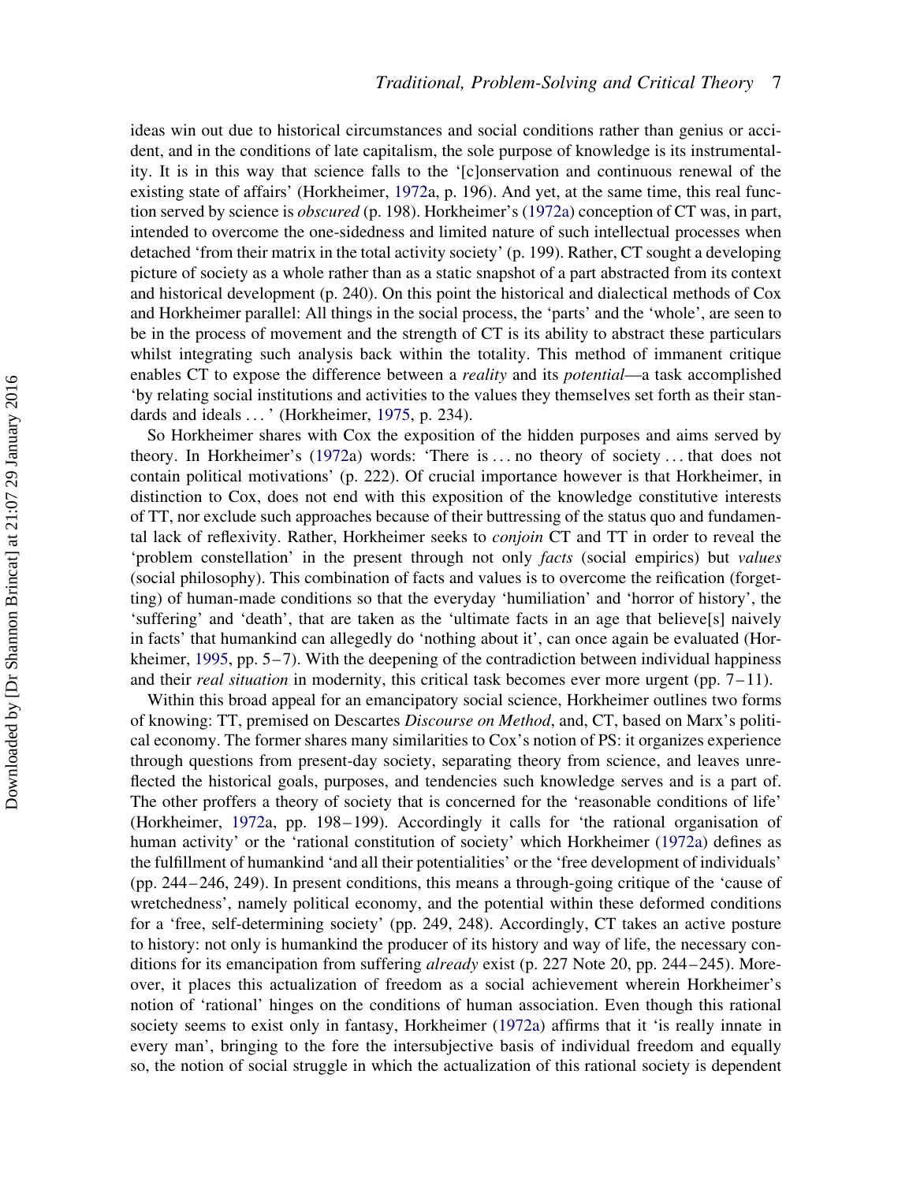ideas win out due to historical circumstances and social conditions rather than genius or accident, and in the conditions of late capitalism, the sole purpose of knowledge is its instrumentality. It is in this way that science falls to the '[c]onservation and continuous renewal of the existing state of affairs' (Horkheimer, 1972a, p. 196). And yet, at the same time, this real function served by science is *obscured* (p. 198). Horkheimer's (1972a) conception of CT was, in part, intended to overcome the one-sidedness and limited nature of such intellectual processes when detached 'from their matrix in the total activity society' (p. 199). Rather, CT sought a developing picture of society as a whole rather than as a static snapshot of a part abstracted from its context and historical development (p. 240). On this point the historical and dialectical methods of Cox and Horkheimer parallel: All things in the social process, the 'parts' and the 'whole', are seen to be in the process of movement and the strength of CT is its ability to abstract these particulars whilst integrating such analysis back within the totality. This method of immanent critique enables CT to expose the difference between a *reality* and its *potential*—a task accomplished 'by relating social institutions and activities to the values they themselves set forth as their standards and ideals . . . ' (Horkheimer, 1975, p. 234).

So Horkheimer shares with Cox the exposition of the hidden purposes and aims served by theory. In Horkheimer's (1972a) words: 'There is . . . no theory of society . . . that does not contain political motivations' (p. 222). Of crucial importance however is that Horkheimer, in distinction to Cox, does not end with this exposition of the knowledge constitutive interests of TT, nor exclude such approaches because of their buttressing of the status quo and fundamental lack of reflexivity. Rather, Horkheimer seeks to *conjoin* CT and TT in order to reveal the 'problem constellation' in the present through not only *facts* (social empirics) but *values* (social philosophy). This combination of facts and values is to overcome the reification (forgetting) of human-made conditions so that the everyday 'humiliation' and 'horror of history', the 'suffering' and 'death', that are taken as the 'ultimate facts in an age that believe[s] naively in facts' that humankind can allegedly do 'nothing about it', can once again be evaluated (Horkheimer, 1995, pp. 5–7). With the deepening of the contradiction between individual happiness and their *real situation* in modernity, this critical task becomes ever more urgent (pp. 7–11).

Within this broad appeal for an emancipatory social science, Horkheimer outlines two forms of knowing: TT, premised on Descartes *Discourse on Method*, and, CT, based on Marx's political economy. The former shares many similarities to Cox's notion of PS: it organizes experience through questions from present-day society, separating theory from science, and leaves unreflected the historical goals, purposes, and tendencies such knowledge serves and is a part of. The other proffers a theory of society that is concerned for the 'reasonable conditions of life' (Horkheimer, 1972a, pp. 198–199). Accordingly it calls for 'the rational organisation of human activity' or the 'rational constitution of society' which Horkheimer (1972a) defines as the fulfillment of humankind 'and all their potentialities' or the 'free development of individuals' (pp. 244–246, 249). In present conditions, this means a through-going critique of the 'cause of wretchedness', namely political economy, and the potential within these deformed conditions for a 'free, self-determining society' (pp. 249, 248). Accordingly, CT takes an active posture to history: not only is humankind the producer of its history and way of life, the necessary conditions for its emancipation from suffering *already* exist (p. 227 Note 20, pp. 244–245). Moreover, it places this actualization of freedom as a social achievement wherein Horkheimer's notion of 'rational' hinges on the conditions of human association. Even though this rational society seems to exist only in fantasy, Horkheimer (1972a) affirms that it 'is really innate in every man', bringing to the fore the intersubjective basis of individual freedom and equally so, the notion of social struggle in which the actualization of this rational society is dependent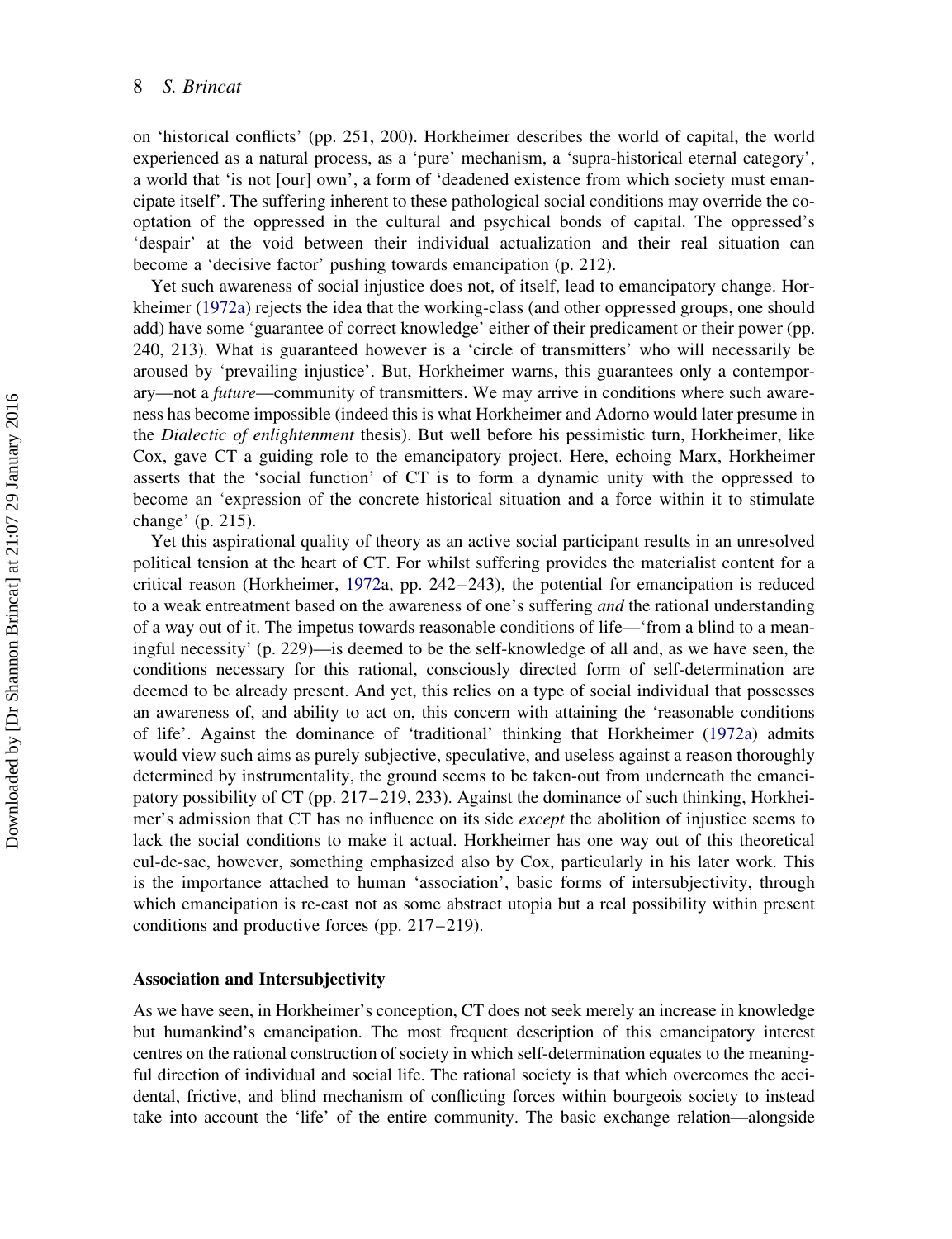on 'historical conflicts' (pp. 251, 200). Horkheimer describes the world of capital, the world experienced as a natural process, as a 'pure' mechanism, a 'supra-historical eternal category', a world that 'is not [our] own', a form of 'deadened existence from which society must emancipate itself'. The suffering inherent to these pathological social conditions may override the cooptation of the oppressed in the cultural and psychical bonds of capital. The oppressed's 'despair' at the void between their individual actualization and their real situation can become a 'decisive factor' pushing towards emancipation (p. 212).

Yet such awareness of social injustice does not, of itself, lead to emancipatory change. Horkheimer (1972a) rejects the idea that the working-class (and other oppressed groups, one should add) have some 'guarantee of correct knowledge' either of their predicament or their power (pp. 240, 213). What is guaranteed however is a 'circle of transmitters' who will necessarily be aroused by 'prevailing injustice'. But, Horkheimer warns, this guarantees only a contemporary—not a *future*—community of transmitters. We may arrive in conditions where such awareness has become impossible (indeed this is what Horkheimer and Adorno would later presume in the *Dialectic of enlightenment* thesis). But well before his pessimistic turn, Horkheimer, like Cox, gave CT a guiding role to the emancipatory project. Here, echoing Marx, Horkheimer asserts that the 'social function' of CT is to form a dynamic unity with the oppressed to become an 'expression of the concrete historical situation and a force within it to stimulate change' (p. 215).

Yet this aspirational quality of theory as an active social participant results in an unresolved political tension at the heart of CT. For whilst suffering provides the materialist content for a critical reason (Horkheimer, 1972a, pp. 242–243), the potential for emancipation is reduced to a weak entreatment based on the awareness of one's suffering *and* the rational understanding of a way out of it. The impetus towards reasonable conditions of life—'from a blind to a meaningful necessity' (p. 229)—is deemed to be the self-knowledge of all and, as we have seen, the conditions necessary for this rational, consciously directed form of self-determination are deemed to be already present. And yet, this relies on a type of social individual that possesses an awareness of, and ability to act on, this concern with attaining the 'reasonable conditions of life'. Against the dominance of 'traditional' thinking that Horkheimer (1972a) admits would view such aims as purely subjective, speculative, and useless against a reason thoroughly determined by instrumentality, the ground seems to be taken-out from underneath the emancipatory possibility of CT (pp. 217–219, 233). Against the dominance of such thinking, Horkheimer's admission that CT has no influence on its side *except* the abolition of injustice seems to lack the social conditions to make it actual. Horkheimer has one way out of this theoretical cul-de-sac, however, something emphasized also by Cox, particularly in his later work. This is the importance attached to human 'association', basic forms of intersubjectivity, through which emancipation is re-cast not as some abstract utopia but a real possibility within present conditions and productive forces (pp. 217–219).

## Association and Intersubjectivity

As we have seen, in Horkheimer's conception, CT does not seek merely an increase in knowledge but humankind's emancipation. The most frequent description of this emancipatory interest centres on the rational construction of society in which self-determination equates to the meaningful direction of individual and social life. The rational society is that which overcomes the accidental, frictive, and blind mechanism of conflicting forces within bourgeois society to instead take into account the 'life' of the entire community. The basic exchange relation—alongside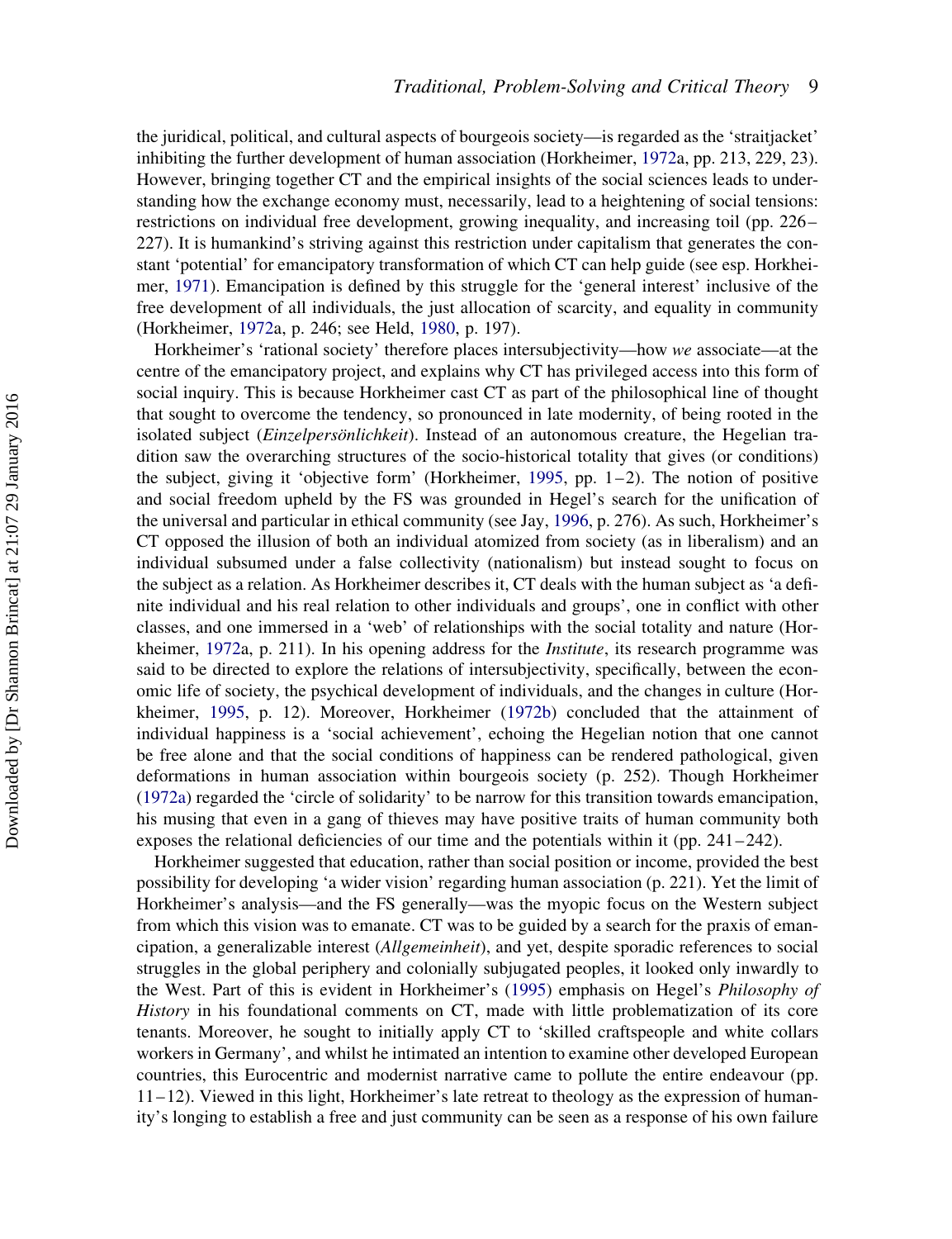the juridical, political, and cultural aspects of bourgeois society—is regarded as the 'straitjacket' inhibiting the further development of human association (Horkheimer, 1972a, pp. 213, 229, 23). However, bringing together CT and the empirical insights of the social sciences leads to understanding how the exchange economy must, necessarily, lead to a heightening of social tensions: restrictions on individual free development, growing inequality, and increasing toil (pp. 226–227). It is humankind's striving against this restriction under capitalism that generates the constant 'potential' for emancipatory transformation of which CT can help guide (see esp. Horkheimer, 1971). Emancipation is defined by this struggle for the 'general interest' inclusive of the free development of all individuals, the just allocation of scarcity, and equality in community (Horkheimer, 1972a, p. 246; see Held, 1980, p. 197).

Horkheimer's 'rational society' therefore places intersubjectivity—how *we* associate—at the centre of the emancipatory project, and explains why CT has privileged access into this form of social inquiry. This is because Horkheimer cast CT as part of the philosophical line of thought that sought to overcome the tendency, so pronounced in late modernity, of being rooted in the isolated subject (*Einzelpersönlichkeit*). Instead of an autonomous creature, the Hegelian tradition saw the overarching structures of the socio-historical totality that gives (or conditions) the subject, giving it 'objective form' (Horkheimer, 1995, pp. 1–2). The notion of positive and social freedom upheld by the FS was grounded in Hegel's search for the unification of the universal and particular in ethical community (see Jay, 1996, p. 276). As such, Horkheimer's CT opposed the illusion of both an individual atomized from society (as in liberalism) and an individual subsumed under a false collectivity (nationalism) but instead sought to focus on the subject as a relation. As Horkheimer describes it, CT deals with the human subject as 'a definite individual and his real relation to other individuals and groups', one in conflict with other classes, and one immersed in a 'web' of relationships with the social totality and nature (Horkheimer, 1972a, p. 211). In his opening address for the *Institute*, its research programme was said to be directed to explore the relations of intersubjectivity, specifically, between the economic life of society, the psychical development of individuals, and the changes in culture (Horkheimer, 1995, p. 12). Moreover, Horkheimer (1972b) concluded that the attainment of individual happiness is a 'social achievement', echoing the Hegelian notion that one cannot be free alone and that the social conditions of happiness can be rendered pathological, given deformations in human association within bourgeois society (p. 252). Though Horkheimer (1972a) regarded the 'circle of solidarity' to be narrow for this transition towards emancipation, his musing that even in a gang of thieves may have positive traits of human community both exposes the relational deficiencies of our time and the potentials within it (pp. 241–242).

Horkheimer suggested that education, rather than social position or income, provided the best possibility for developing 'a wider vision' regarding human association (p. 221). Yet the limit of Horkheimer's analysis—and the FS generally—was the myopic focus on the Western subject from which this vision was to emanate. CT was to be guided by a search for the praxis of emancipation, a generalizable interest (*Allgemeinheit*), and yet, despite sporadic references to social struggles in the global periphery and colonially subjugated peoples, it looked only inwardly to the West. Part of this is evident in Horkheimer's (1995) emphasis on Hegel's *Philosophy of History* in his foundational comments on CT, made with little problematization of its core tenants. Moreover, he sought to initially apply CT to 'skilled craftspeople and white collars workers in Germany', and whilst he intimated an intention to examine other developed European countries, this Eurocentric and modernist narrative came to pollute the entire endeavour (pp. 11–12). Viewed in this light, Horkheimer's late retreat to theology as the expression of humanity's longing to establish a free and just community can be seen as a response of his own failure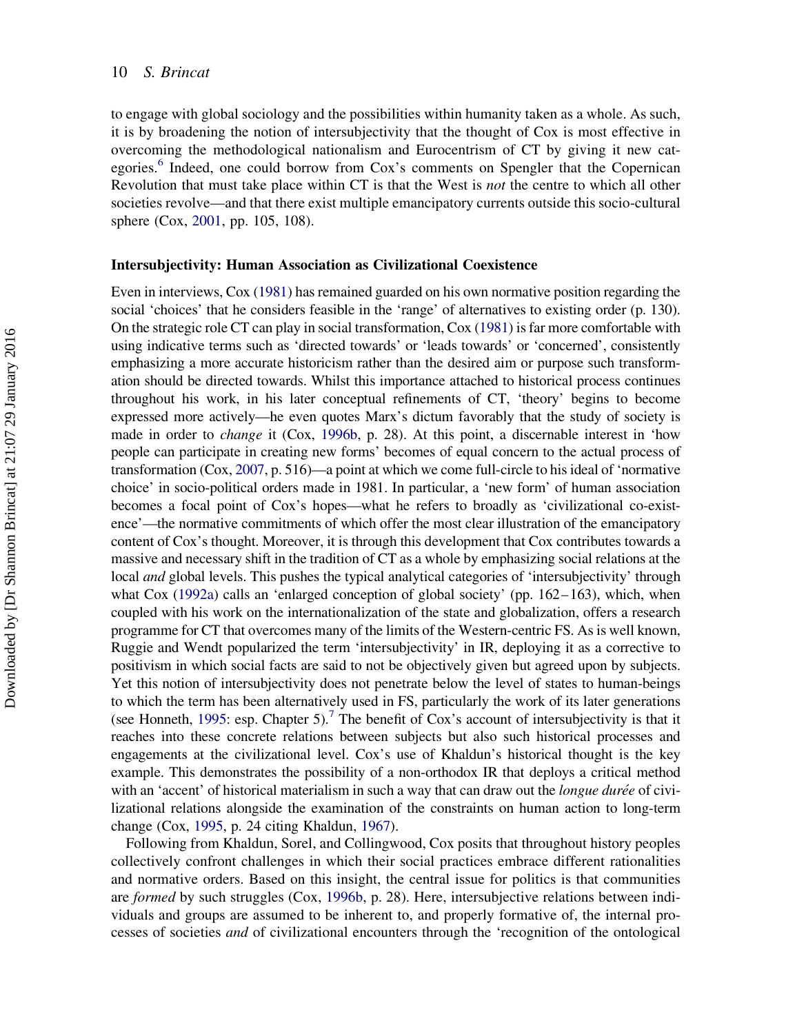to engage with global sociology and the possibilities within humanity taken as a whole. As such, it is by broadening the notion of intersubjectivity that the thought of Cox is most effective in overcoming the methodological nationalism and Eurocentrism of CT by giving it new categories.[6] Indeed, one could borrow from Cox's comments on Spengler that the Copernican Revolution that must take place within CT is that the West is *not* the centre to which all other societies revolve—and that there exist multiple emancipatory currents outside this socio-cultural sphere (Cox, 2001, pp. 105, 108).

### Intersubjectivity: Human Association as Civilizational Coexistence

Even in interviews, Cox (1981) has remained guarded on his own normative position regarding the social 'choices' that he considers feasible in the 'range' of alternatives to existing order (p. 130). On the strategic role CT can play in social transformation, Cox (1981) is far more comfortable with using indicative terms such as 'directed towards' or 'leads towards' or 'concerned', consistently emphasizing a more accurate historicism rather than the desired aim or purpose such transformation should be directed towards. Whilst this importance attached to historical process continues throughout his work, in his later conceptual refinements of CT, 'theory' begins to become expressed more actively—he even quotes Marx's dictum favorably that the study of society is made in order to *change* it (Cox, 1996b, p. 28). At this point, a discernable interest in 'how people can participate in creating new forms' becomes of equal concern to the actual process of transformation (Cox, 2007, p. 516)—a point at which we come full-circle to his ideal of 'normative choice' in socio-political orders made in 1981. In particular, a 'new form' of human association becomes a focal point of Cox's hopes—what he refers to broadly as 'civilizational co-existence'—the normative commitments of which offer the most clear illustration of the emancipatory content of Cox's thought. Moreover, it is through this development that Cox contributes towards a massive and necessary shift in the tradition of CT as a whole by emphasizing social relations at the local *and* global levels. This pushes the typical analytical categories of 'intersubjectivity' through what Cox (1992a) calls an 'enlarged conception of global society' (pp. 162–163), which, when coupled with his work on the internationalization of the state and globalization, offers a research programme for CT that overcomes many of the limits of the Western-centric FS. As is well known, Ruggie and Wendt popularized the term 'intersubjectivity' in IR, deploying it as a corrective to positivism in which social facts are said to not be objectively given but agreed upon by subjects. Yet this notion of intersubjectivity does not penetrate below the level of states to human-beings to which the term has been alternatively used in FS, particularly the work of its later generations (see Honneth, 1995: esp. Chapter 5).[7] The benefit of Cox's account of intersubjectivity is that it reaches into these concrete relations between subjects but also such historical processes and engagements at the civilizational level. Cox's use of Khaldun's historical thought is the key example. This demonstrates the possibility of a non-orthodox IR that deploys a critical method with an 'accent' of historical materialism in such a way that can draw out the *longue durée* of civilizational relations alongside the examination of the constraints on human action to long-term change (Cox, 1995, p. 24 citing Khaldun, 1967).

Following from Khaldun, Sorel, and Collingwood, Cox posits that throughout history peoples collectively confront challenges in which their social practices embrace different rationalities and normative orders. Based on this insight, the central issue for politics is that communities are *formed* by such struggles (Cox, 1996b, p. 28). Here, intersubjective relations between individuals and groups are assumed to be inherent to, and properly formative of, the internal processes of societies *and* of civilizational encounters through the 'recognition of the ontological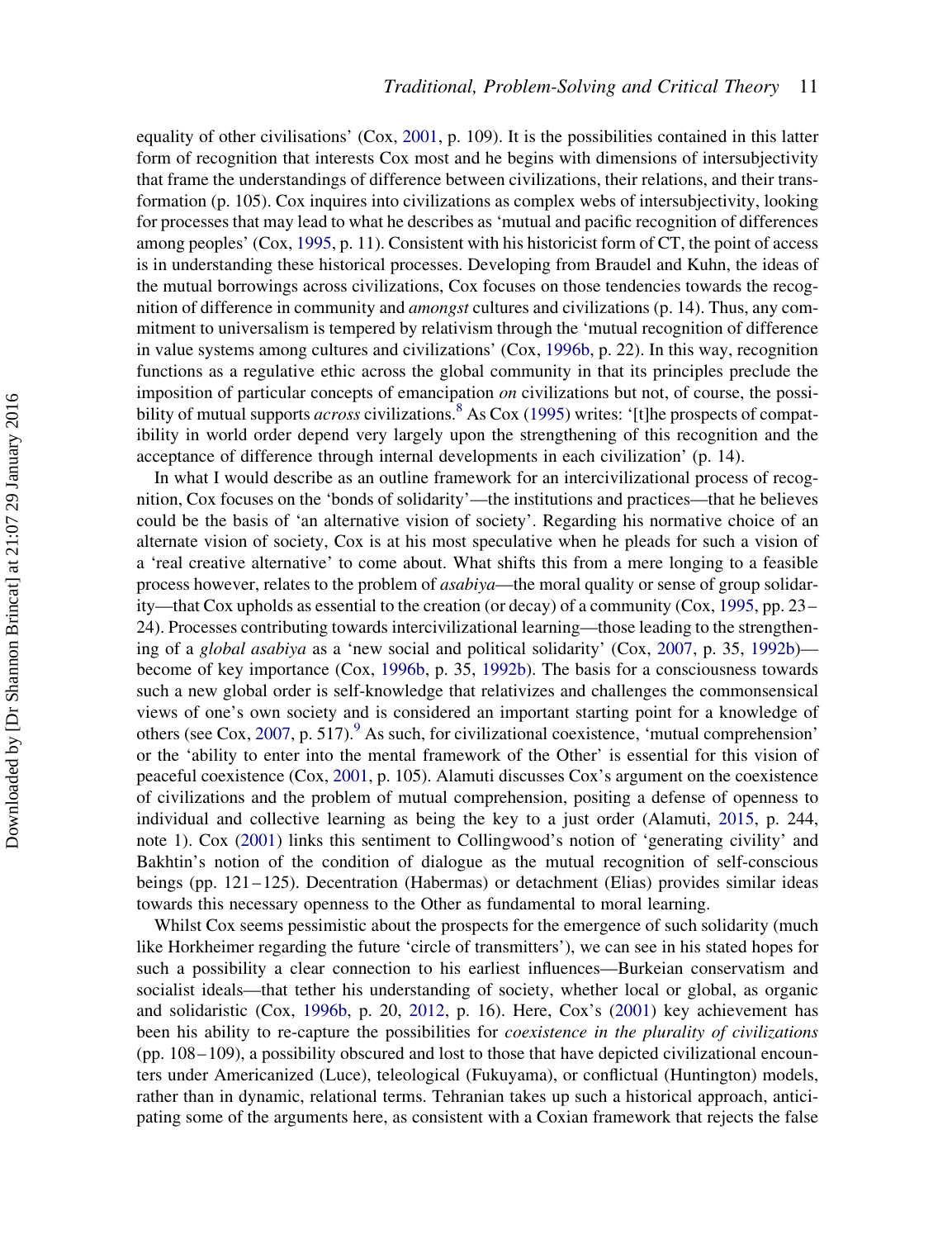equality of other civilisations' (Cox, 2001, p. 109). It is the possibilities contained in this latter form of recognition that interests Cox most and he begins with dimensions of intersubjectivity that frame the understandings of difference between civilizations, their relations, and their transformation (p. 105). Cox inquires into civilizations as complex webs of intersubjectivity, looking for processes that may lead to what he describes as 'mutual and pacific recognition of differences among peoples' (Cox, 1995, p. 11). Consistent with his historicist form of CT, the point of access is in understanding these historical processes. Developing from Braudel and Kuhn, the ideas of the mutual borrowings across civilizations, Cox focuses on those tendencies towards the recognition of difference in community and *amongst* cultures and civilizations (p. 14). Thus, any commitment to universalism is tempered by relativism through the 'mutual recognition of difference in value systems among cultures and civilizations' (Cox, 1996b, p. 22). In this way, recognition functions as a regulative ethic across the global community in that its principles preclude the imposition of particular concepts of emancipation *on* civilizations but not, of course, the possibility of mutual supports *across* civilizations.[8] As Cox (1995) writes: '[t]he prospects of compatibility in world order depend very largely upon the strengthening of this recognition and the acceptance of difference through internal developments in each civilization' (p. 14).

In what I would describe as an outline framework for an intercivilizational process of recognition, Cox focuses on the 'bonds of solidarity'—the institutions and practices—that he believes could be the basis of 'an alternative vision of society'. Regarding his normative choice of an alternate vision of society, Cox is at his most speculative when he pleads for such a vision of a 'real creative alternative' to come about. What shifts this from a mere longing to a feasible process however, relates to the problem of *asabiya*—the moral quality or sense of group solidarity—that Cox upholds as essential to the creation (or decay) of a community (Cox, 1995, pp. 23–24). Processes contributing towards intercivilizational learning—those leading to the strengthening of a *global asabiya* as a 'new social and political solidarity' (Cox, 2007, p. 35, 1992b)—become of key importance (Cox, 1996b, p. 35, 1992b). The basis for a consciousness towards such a new global order is self-knowledge that relativizes and challenges the commonsensical views of one's own society and is considered an important starting point for a knowledge of others (see Cox, 2007, p. 517).[9] As such, for civilizational coexistence, 'mutual comprehension' or the 'ability to enter into the mental framework of the Other' is essential for this vision of peaceful coexistence (Cox, 2001, p. 105). Alamuti discusses Cox's argument on the coexistence of civilizations and the problem of mutual comprehension, positing a defense of openness to individual and collective learning as being the key to a just order (Alamuti, 2015, p. 244, note 1). Cox (2001) links this sentiment to Collingwood's notion of 'generating civility' and Bakhtin's notion of the condition of dialogue as the mutual recognition of self-conscious beings (pp. 121–125). Decentration (Habermas) or detachment (Elias) provides similar ideas towards this necessary openness to the Other as fundamental to moral learning.

Whilst Cox seems pessimistic about the prospects for the emergence of such solidarity (much like Horkheimer regarding the future 'circle of transmitters'), we can see in his stated hopes for such a possibility a clear connection to his earliest influences—Burkeian conservatism and socialist ideals—that tether his understanding of society, whether local or global, as organic and solidaristic (Cox, 1996b, p. 20, 2012, p. 16). Here, Cox's (2001) key achievement has been his ability to re-capture the possibilities for *coexistence in the plurality of civilizations* (pp. 108–109), a possibility obscured and lost to those that have depicted civilizational encounters under Americanized (Luce), teleological (Fukuyama), or conflictual (Huntington) models, rather than in dynamic, relational terms. Tehranian takes up such a historical approach, anticipating some of the arguments here, as consistent with a Coxian framework that rejects the false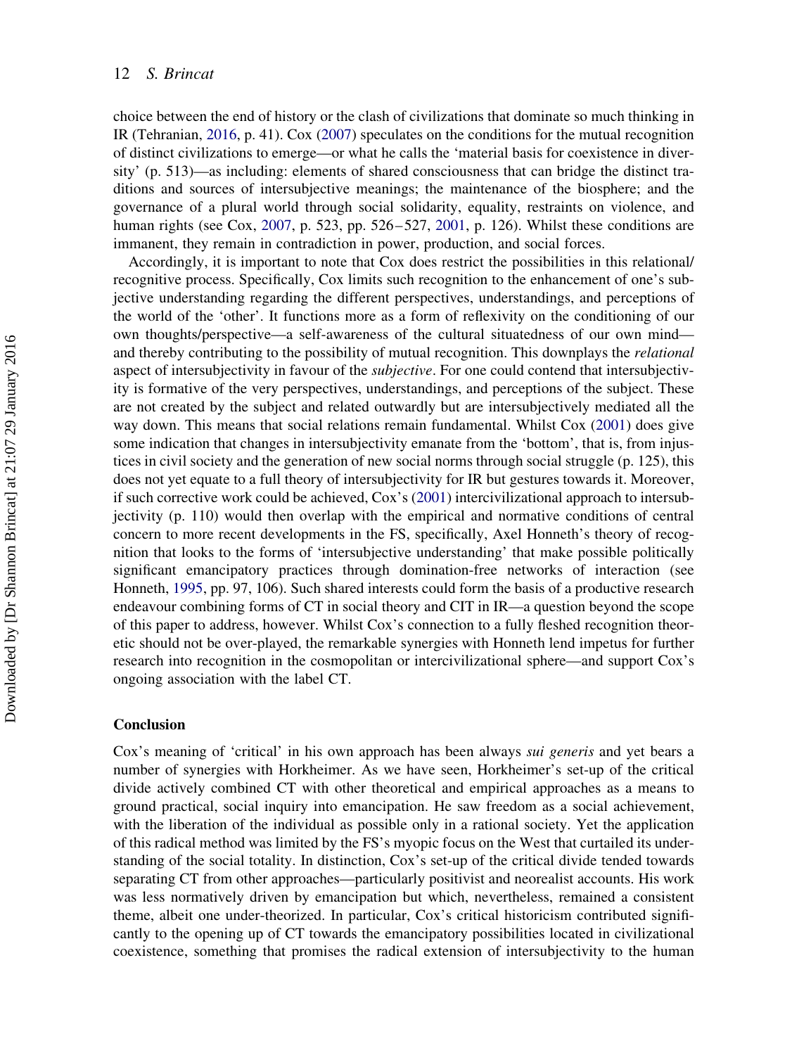choice between the end of history or the clash of civilizations that dominate so much thinking in IR (Tehranian, 2016, p. 41). Cox (2007) speculates on the conditions for the mutual recognition of distinct civilizations to emerge—or what he calls the 'material basis for coexistence in diversity' (p. 513)—as including: elements of shared consciousness that can bridge the distinct traditions and sources of intersubjective meanings; the maintenance of the biosphere; and the governance of a plural world through social solidarity, equality, restraints on violence, and human rights (see Cox, 2007, p. 523, pp. 526–527, 2001, p. 126). Whilst these conditions are immanent, they remain in contradiction in power, production, and social forces.

Accordingly, it is important to note that Cox does restrict the possibilities in this relational/recognitive process. Specifically, Cox limits such recognition to the enhancement of one's subjective understanding regarding the different perspectives, understandings, and perceptions of the world of the 'other'. It functions more as a form of reflexivity on the conditioning of our own thoughts/perspective—a self-awareness of the cultural situatedness of our own mind—and thereby contributing to the possibility of mutual recognition. This downplays the *relational* aspect of intersubjectivity in favour of the *subjective*. For one could contend that intersubjectivity is formative of the very perspectives, understandings, and perceptions of the subject. These are not created by the subject and related outwardly but are intersubjectively mediated all the way down. This means that social relations remain fundamental. Whilst Cox (2001) does give some indication that changes in intersubjectivity emanate from the 'bottom', that is, from injustices in civil society and the generation of new social norms through social struggle (p. 125), this does not yet equate to a full theory of intersubjectivity for IR but gestures towards it. Moreover, if such corrective work could be achieved, Cox's (2001) intercivilizational approach to intersubjectivity (p. 110) would then overlap with the empirical and normative conditions of central concern to more recent developments in the FS, specifically, Axel Honneth's theory of recognition that looks to the forms of 'intersubjective understanding' that make possible politically significant emancipatory practices through domination-free networks of interaction (see Honneth, 1995, pp. 97, 106). Such shared interests could form the basis of a productive research endeavour combining forms of CT in social theory and CIT in IR—a question beyond the scope of this paper to address, however. Whilst Cox's connection to a fully fleshed recognition theoretic should not be over-played, the remarkable synergies with Honneth lend impetus for further research into recognition in the cosmopolitan or intercivilizational sphere—and support Cox's ongoing association with the label CT.

## Conclusion

Cox's meaning of 'critical' in his own approach has been always *sui generis* and yet bears a number of synergies with Horkheimer. As we have seen, Horkheimer's set-up of the critical divide actively combined CT with other theoretical and empirical approaches as a means to ground practical, social inquiry into emancipation. He saw freedom as a social achievement, with the liberation of the individual as possible only in a rational society. Yet the application of this radical method was limited by the FS's myopic focus on the West that curtailed its understanding of the social totality. In distinction, Cox's set-up of the critical divide tended towards separating CT from other approaches—particularly positivist and neorealist accounts. His work was less normatively driven by emancipation but which, nevertheless, remained a consistent theme, albeit one under-theorized. In particular, Cox's critical historicism contributed significantly to the opening up of CT towards the emancipatory possibilities located in civilizational coexistence, something that promises the radical extension of intersubjectivity to the human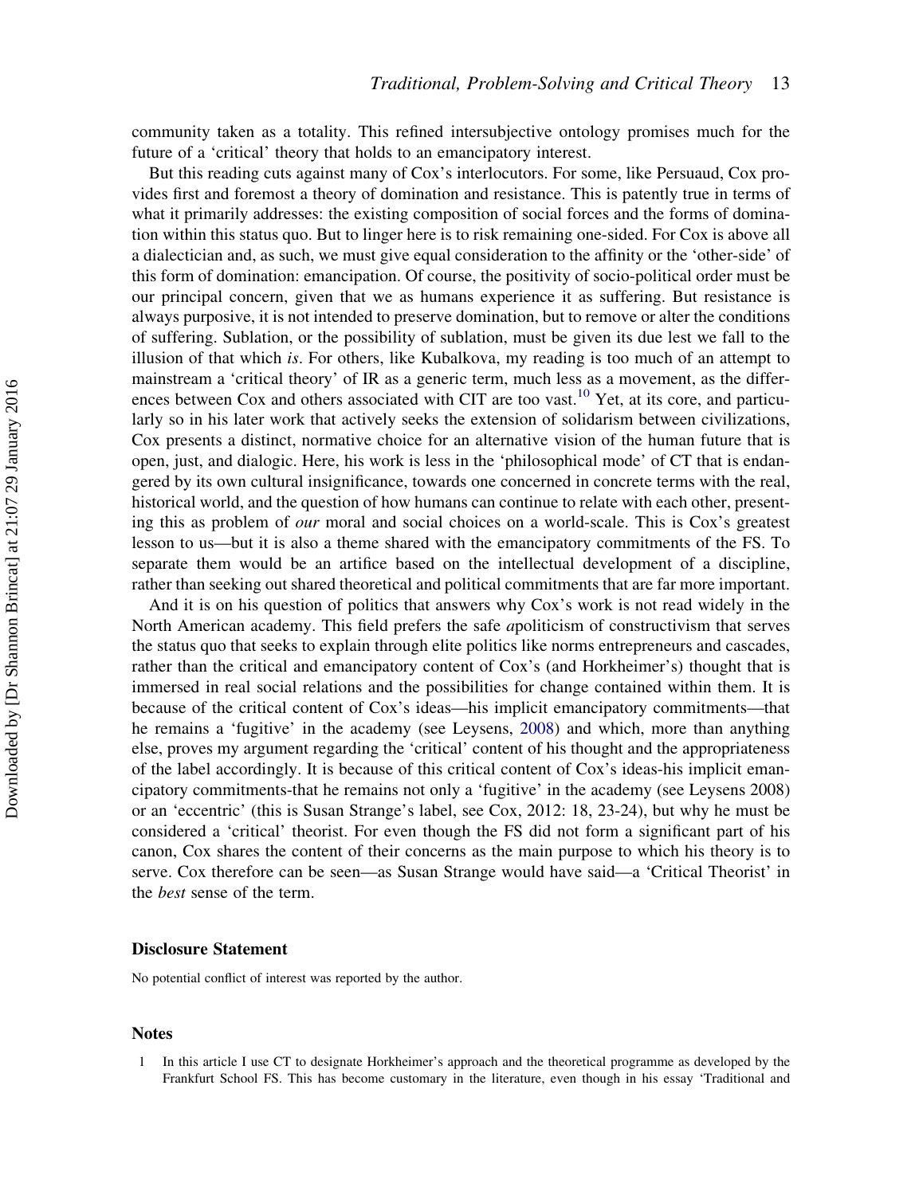community taken as a totality. This refined intersubjective ontology promises much for the future of a 'critical' theory that holds to an emancipatory interest.

But this reading cuts against many of Cox's interlocutors. For some, like Persuaud, Cox provides first and foremost a theory of domination and resistance. This is patently true in terms of what it primarily addresses: the existing composition of social forces and the forms of domination within this status quo. But to linger here is to risk remaining one-sided. For Cox is above all a dialectician and, as such, we must give equal consideration to the affinity or the 'other-side' of this form of domination: emancipation. Of course, the positivity of socio-political order must be our principal concern, given that we as humans experience it as suffering. But resistance is always purposive, it is not intended to preserve domination, but to remove or alter the conditions of suffering. Sublation, or the possibility of sublation, must be given its due lest we fall to the illusion of that which *is*. For others, like Kubalkova, my reading is too much of an attempt to mainstream a 'critical theory' of IR as a generic term, much less as a movement, as the differences between Cox and others associated with CIT are too vast.[10] Yet, at its core, and particularly so in his later work that actively seeks the extension of solidarism between civilizations, Cox presents a distinct, normative choice for an alternative vision of the human future that is open, just, and dialogic. Here, his work is less in the 'philosophical mode' of CT that is endangered by its own cultural insignificance, towards one concerned in concrete terms with the real, historical world, and the question of how humans can continue to relate with each other, presenting this as problem of *our* moral and social choices on a world-scale. This is Cox's greatest lesson to us—but it is also a theme shared with the emancipatory commitments of the FS. To separate them would be an artifice based on the intellectual development of a discipline, rather than seeking out shared theoretical and political commitments that are far more important.

And it is on his question of politics that answers why Cox's work is not read widely in the North American academy. This field prefers the safe *a*politicism of constructivism that serves the status quo that seeks to explain through elite politics like norms entrepreneurs and cascades, rather than the critical and emancipatory content of Cox's (and Horkheimer's) thought that is immersed in real social relations and the possibilities for change contained within them. It is because of the critical content of Cox's ideas—his implicit emancipatory commitments—that he remains a 'fugitive' in the academy (see Leysens, 2008) and which, more than anything else, proves my argument regarding the 'critical' content of his thought and the appropriateness of the label accordingly. It is because of this critical content of Cox's ideas-his implicit emancipatory commitments-that he remains not only a 'fugitive' in the academy (see Leysens 2008) or an 'eccentric' (this is Susan Strange's label, see Cox, 2012: 18, 23-24), but why he must be considered a 'critical' theorist. For even though the FS did not form a significant part of his canon, Cox shares the content of their concerns as the main purpose to which his theory is to serve. Cox therefore can be seen—as Susan Strange would have said—a 'Critical Theorist' in the *best* sense of the term.

### Disclosure Statement

No potential conflict of interest was reported by the author.

### Notes

1 In this article I use CT to designate Horkheimer's approach and the theoretical programme as developed by the Frankfurt School FS. This has become customary in the literature, even though in his essay 'Traditional and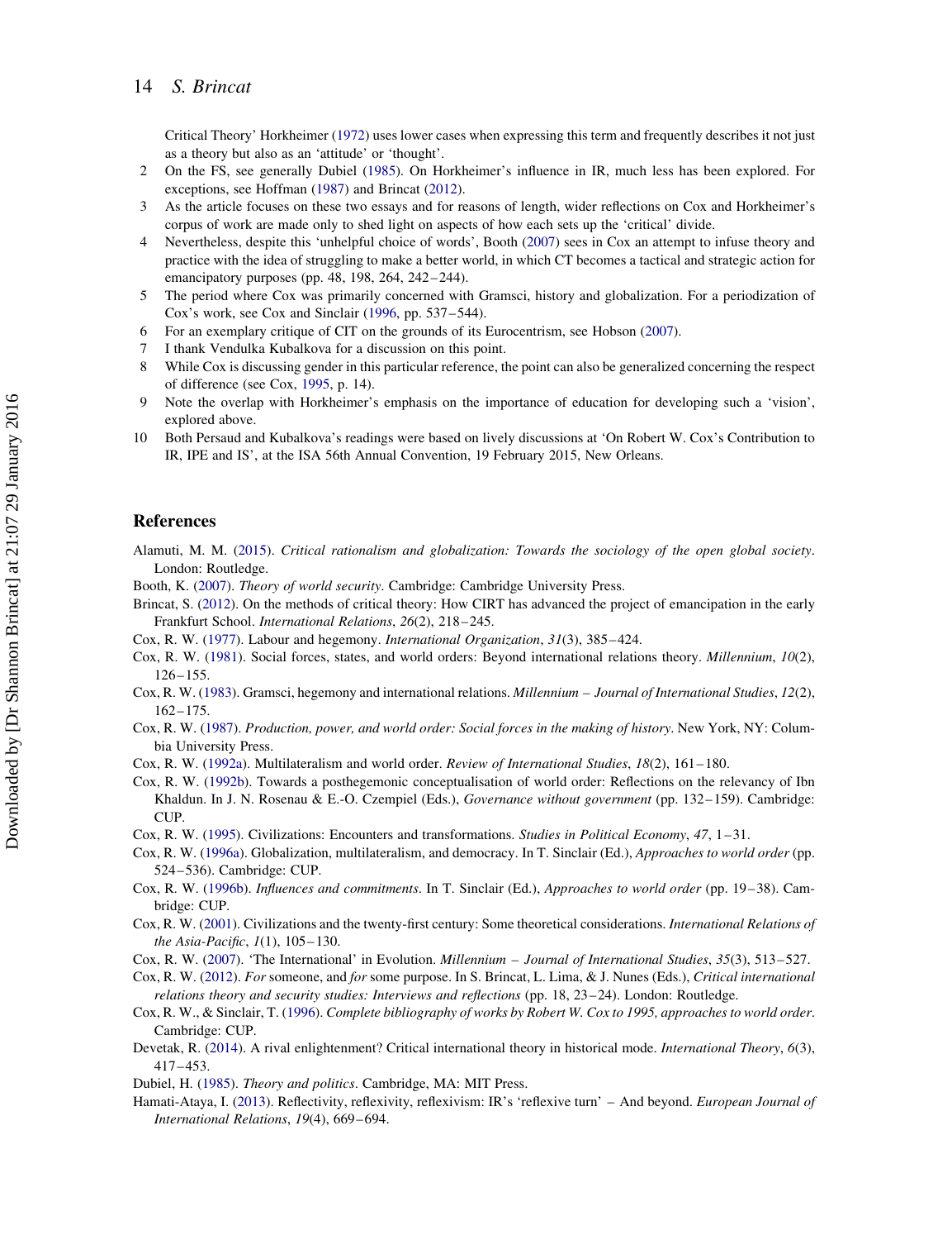Critical Theory' Horkheimer (1972) uses lower cases when expressing this term and frequently describes it not just as a theory but also as an 'attitude' or 'thought'.

2. On the FS, see generally Dubiel (1985). On Horkheimer's influence in IR, much less has been explored. For exceptions, see Hoffman (1987) and Brincat (2012).
3. As the article focuses on these two essays and for reasons of length, wider reflections on Cox and Horkheimer's corpus of work are made only to shed light on aspects of how each sets up the 'critical' divide.
4. Nevertheless, despite this 'unhelpful choice of words', Booth (2007) sees in Cox an attempt to infuse theory and practice with the idea of struggling to make a better world, in which CT becomes a tactical and strategic action for emancipatory purposes (pp. 48, 198, 264, 242–244).
5. The period where Cox was primarily concerned with Gramsci, history and globalization. For a periodization of Cox's work, see Cox and Sinclair (1996, pp. 537–544).
6. For an exemplary critique of CIT on the grounds of its Eurocentrism, see Hobson (2007).
7. I thank Vendulka Kubalkova for a discussion on this point.
8. While Cox is discussing gender in this particular reference, the point can also be generalized concerning the respect of difference (see Cox, 1995, p. 14).
9. Note the overlap with Horkheimer's emphasis on the importance of education for developing such a 'vision', explored above.
10. Both Persaud and Kubalkova's readings were based on lively discussions at 'On Robert W. Cox's Contribution to IR, IPE and IS', at the ISA 56th Annual Convention, 19 February 2015, New Orleans.

## References

Alamuti, M. M. (2015). *Critical rationalism and globalization: Towards the sociology of the open global society*. London: Routledge.

Booth, K. (2007). *Theory of world security*. Cambridge: Cambridge University Press.

Brincat, S. (2012). On the methods of critical theory: How CIRT has advanced the project of emancipation in the early Frankfurt School. *International Relations*, *26*(2), 218–245.

Cox, R. W. (1977). Labour and hegemony. *International Organization*, *31*(3), 385–424.

Cox, R. W. (1981). Social forces, states, and world orders: Beyond international relations theory. *Millennium*, *10*(2), 126–155.

Cox, R. W. (1983). Gramsci, hegemony and international relations. *Millennium – Journal of International Studies*, *12*(2), 162–175.

Cox, R. W. (1987). *Production, power, and world order: Social forces in the making of history*. New York, NY: Columbia University Press.

Cox, R. W. (1992a). Multilateralism and world order. *Review of International Studies*, *18*(2), 161–180.

Cox, R. W. (1992b). Towards a posthegemonic conceptualisation of world order: Reflections on the relevancy of Ibn Khaldun. In J. N. Rosenau & E.-O. Czempiel (Eds.), *Governance without government* (pp. 132–159). Cambridge: CUP.

Cox, R. W. (1995). Civilizations: Encounters and transformations. *Studies in Political Economy*, *47*, 1–31.

Cox, R. W. (1996a). Globalization, multilateralism, and democracy. In T. Sinclair (Ed.), *Approaches to world order* (pp. 524–536). Cambridge: CUP.

Cox, R. W. (1996b). *Influences and commitments*. In T. Sinclair (Ed.), *Approaches to world order* (pp. 19–38). Cambridge: CUP.

Cox, R. W. (2001). Civilizations and the twenty-first century: Some theoretical considerations. *International Relations of the Asia-Pacific*, *1*(1), 105–130.

Cox, R. W. (2007). 'The International' in Evolution. *Millennium – Journal of International Studies*, *35*(3), 513–527.

Cox, R. W. (2012). *For* someone, and *for* some purpose. In S. Brincat, L. Lima, & J. Nunes (Eds.), *Critical international relations theory and security studies: Interviews and reflections* (pp. 18, 23–24). London: Routledge.

Cox, R. W., & Sinclair, T. (1996). *Complete bibliography of works by Robert W. Cox to 1995, approaches to world order*. Cambridge: CUP.

Devetak, R. (2014). A rival enlightenment? Critical international theory in historical mode. *International Theory*, *6*(3), 417–453.

Dubiel, H. (1985). *Theory and politics*. Cambridge, MA: MIT Press.

Hamati-Ataya, I. (2013). Reflectivity, reflexivity, reflexivism: IR's 'reflexive turn' – And beyond. *European Journal of International Relations*, *19*(4), 669–694.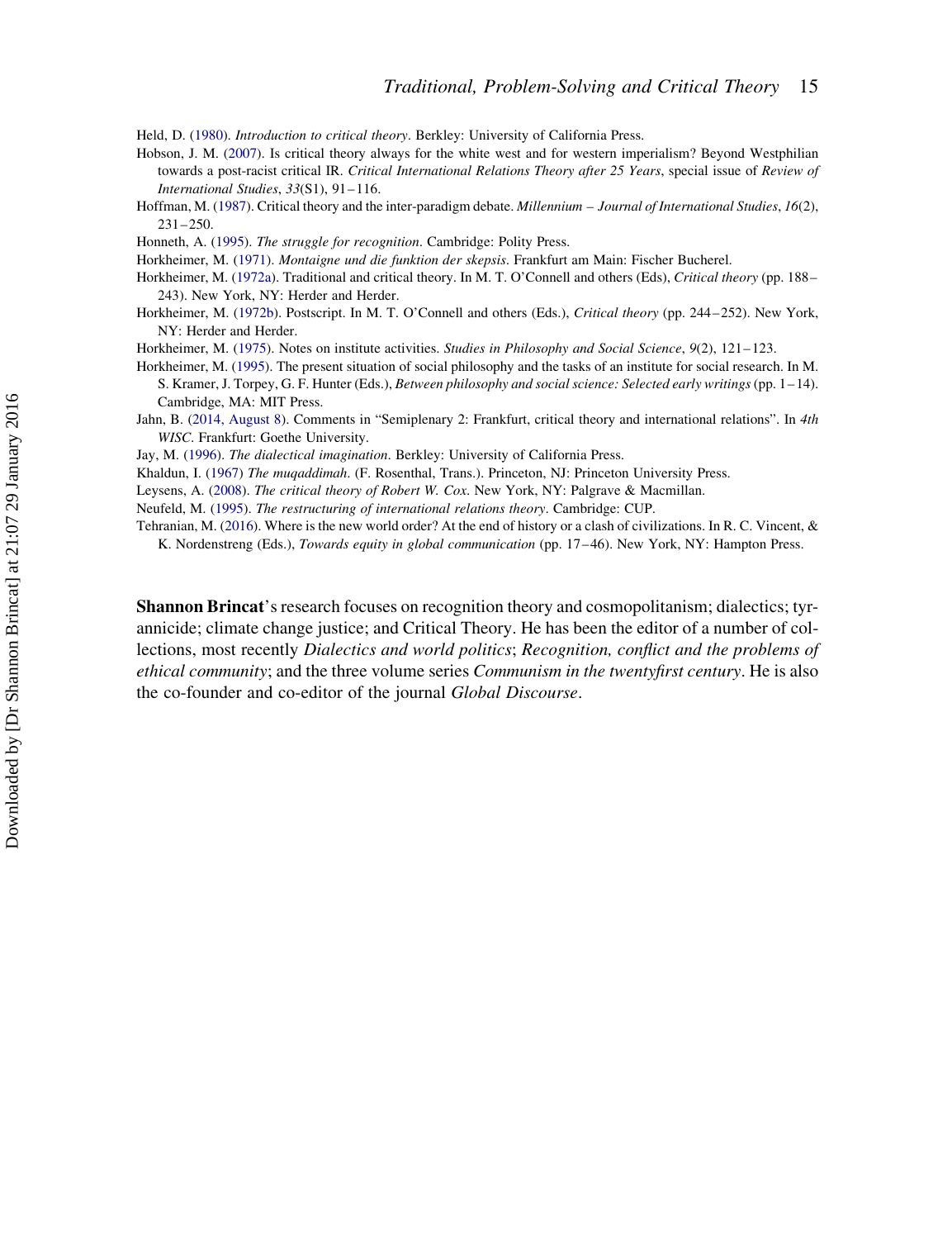Held, D. (1980). *Introduction to critical theory*. Berkley: University of California Press.

Hobson, J. M. (2007). Is critical theory always for the white west and for western imperialism? Beyond Westphilian towards a post-racist critical IR. *Critical International Relations Theory after 25 Years*, special issue of *Review of International Studies*, *33*(S1), 91–116.

Hoffman, M. (1987). Critical theory and the inter-paradigm debate. *Millennium – Journal of International Studies*, *16*(2), 231–250.

Honneth, A. (1995). *The struggle for recognition*. Cambridge: Polity Press.

Horkheimer, M. (1971). *Montaigne und die funktion der skepsis*. Frankfurt am Main: Fischer Bucherel.

Horkheimer, M. (1972a). Traditional and critical theory. In M. T. O'Connell and others (Eds), *Critical theory* (pp. 188–243). New York, NY: Herder and Herder.

Horkheimer, M. (1972b). Postscript. In M. T. O'Connell and others (Eds.), *Critical theory* (pp. 244–252). New York, NY: Herder and Herder.

Horkheimer, M. (1975). Notes on institute activities. *Studies in Philosophy and Social Science*, *9*(2), 121–123.

Horkheimer, M. (1995). The present situation of social philosophy and the tasks of an institute for social research. In M. S. Kramer, J. Torpey, G. F. Hunter (Eds.), *Between philosophy and social science: Selected early writings* (pp. 1–14). Cambridge, MA: MIT Press.

Jahn, B. (2014, August 8). Comments in "Semiplenary 2: Frankfurt, critical theory and international relations". In *4th WISC*. Frankfurt: Goethe University.

Jay, M. (1996). *The dialectical imagination*. Berkley: University of California Press.

Khaldun, I. (1967) *The muqaddimah*. (F. Rosenthal, Trans.). Princeton, NJ: Princeton University Press.

Leysens, A. (2008). *The critical theory of Robert W. Cox*. New York, NY: Palgrave & Macmillan.

Neufeld, M. (1995). *The restructuring of international relations theory*. Cambridge: CUP.

Tehranian, M. (2016). Where is the new world order? At the end of history or a clash of civilizations. In R. C. Vincent, & K. Nordenstreng (Eds.), *Towards equity in global communication* (pp. 17–46). New York, NY: Hampton Press.

**Shannon Brincat**'s research focuses on recognition theory and cosmopolitanism; dialectics; tyrannicide; climate change justice; and Critical Theory. He has been the editor of a number of collections, most recently *Dialectics and world politics*; *Recognition, conflict and the problems of ethical community*; and the three volume series *Communism in the twentyfirst century*. He is also the co-founder and co-editor of the journal *Global Discourse*.